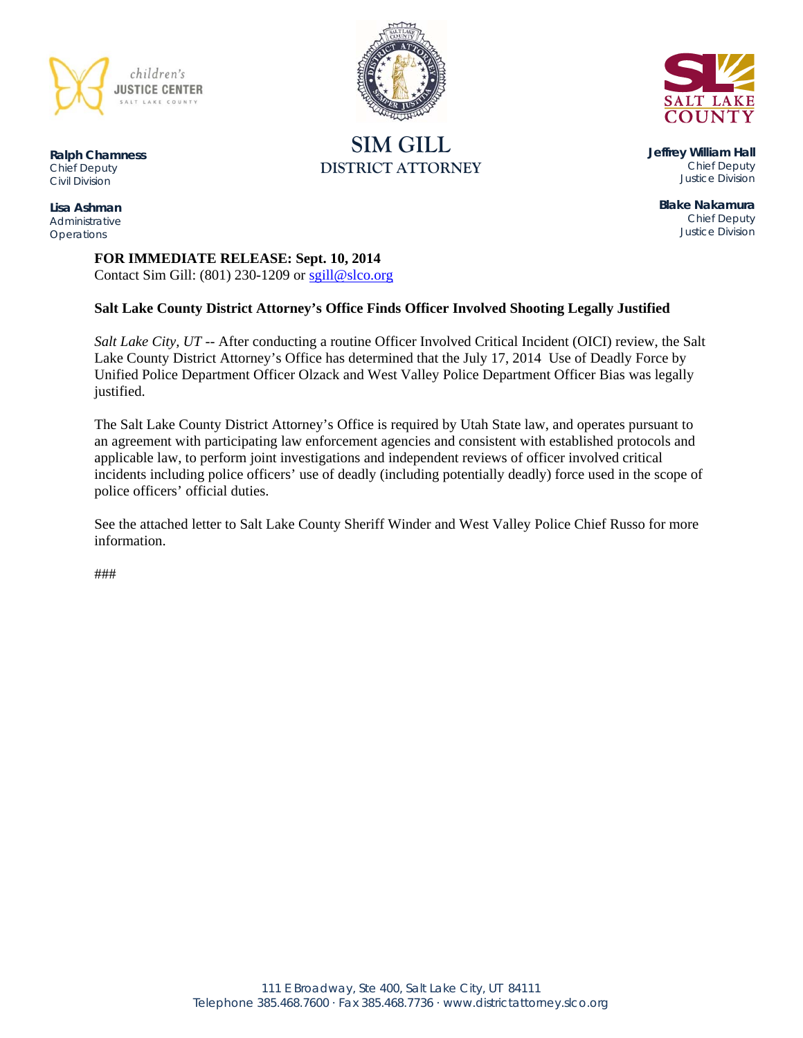children's JUSTICE CENTER SALT LAKE COUNTY

**Ralph Chamness**
Chief Deputy
Civil Division

**Lisa Ashman**
Administrative
Operations

# SIM GILL
## DISTRICT ATTORNEY

SALT LAKE COUNTY

**Jeffrey William Hall**
Chief Deputy
Justice Division

**Blake Nakamura**
Chief Deputy
Justice Division

**FOR IMMEDIATE RELEASE: Sept. 10, 2014**
Contact Sim Gill: (801) 230-1209 or sgill@slco.org

**Salt Lake County District Attorney's Office Finds Officer Involved Shooting Legally Justified**

*Salt Lake City, UT* -- After conducting a routine Officer Involved Critical Incident (OICI) review, the Salt Lake County District Attorney's Office has determined that the July 17, 2014 Use of Deadly Force by Unified Police Department Officer Olzack and West Valley Police Department Officer Bias was legally justified.

The Salt Lake County District Attorney's Office is required by Utah State law, and operates pursuant to an agreement with participating law enforcement agencies and consistent with established protocols and applicable law, to perform joint investigations and independent reviews of officer involved critical incidents including police officers' use of deadly (including potentially deadly) force used in the scope of police officers' official duties.

See the attached letter to Salt Lake County Sheriff Winder and West Valley Police Chief Russo for more information.

###

111 E Broadway, Ste 400, Salt Lake City, UT 84111
Telephone 385.468.7600 · Fax 385.468.7736 · www.districtattorney.slco.org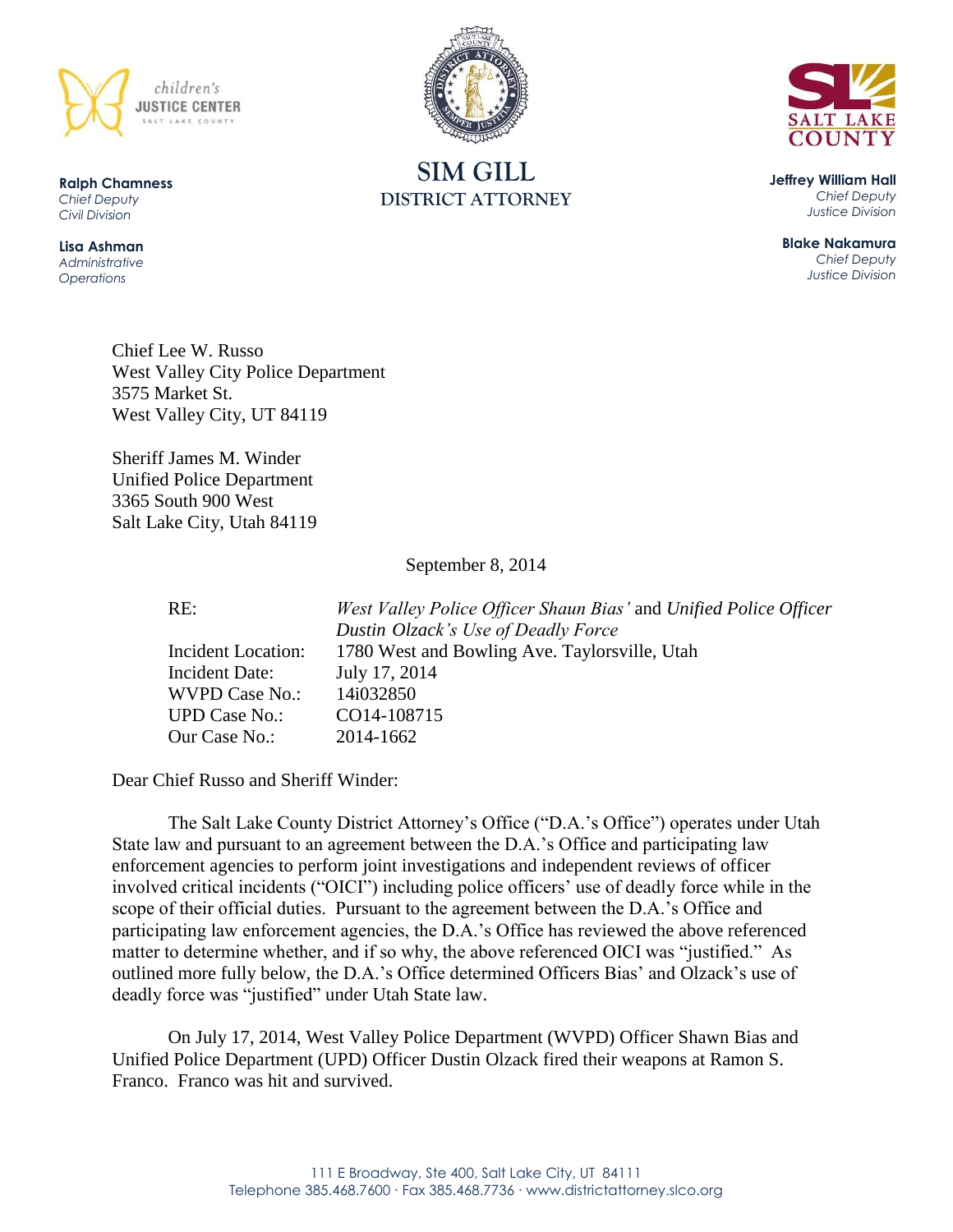children's JUSTICE CENTER SALT LAKE COUNTY

**Ralph Chamness**
*Chief Deputy*
*Civil Division*

**Lisa Ashman**
*Administrative Operations*

SIM GILL
DISTRICT ATTORNEY

SALT LAKE COUNTY

**Jeffrey William Hall**
*Chief Deputy*
*Justice Division*

**Blake Nakamura**
*Chief Deputy*
*Justice Division*

Chief Lee W. Russo
West Valley City Police Department
3575 Market St.
West Valley City, UT 84119

Sheriff James M. Winder
Unified Police Department
3365 South 900 West
Salt Lake City, Utah 84119

September 8, 2014

| | |
|---|---|
| RE: | *West Valley Police Officer Shaun Bias'* and *Unified Police Officer Dustin Olzack's Use of Deadly Force* |
| Incident Location: | 1780 West and Bowling Ave. Taylorsville, Utah |
| Incident Date: | July 17, 2014 |
| WVPD Case No.: | 14i032850 |
| UPD Case No.: | CO14-108715 |
| Our Case No.: | 2014-1662 |

Dear Chief Russo and Sheriff Winder:

The Salt Lake County District Attorney's Office ("D.A.'s Office") operates under Utah State law and pursuant to an agreement between the D.A.'s Office and participating law enforcement agencies to perform joint investigations and independent reviews of officer involved critical incidents ("OICI") including police officers' use of deadly force while in the scope of their official duties. Pursuant to the agreement between the D.A.'s Office and participating law enforcement agencies, the D.A.'s Office has reviewed the above referenced matter to determine whether, and if so why, the above referenced OICI was "justified." As outlined more fully below, the D.A.'s Office determined Officers Bias' and Olzack's use of deadly force was "justified" under Utah State law.

On July 17, 2014, West Valley Police Department (WVPD) Officer Shawn Bias and Unified Police Department (UPD) Officer Dustin Olzack fired their weapons at Ramon S. Franco. Franco was hit and survived.

111 E Broadway, Ste 400, Salt Lake City, UT 84111
Telephone 385.468.7600 · Fax 385.468.7736 · www.districtattorney.slco.org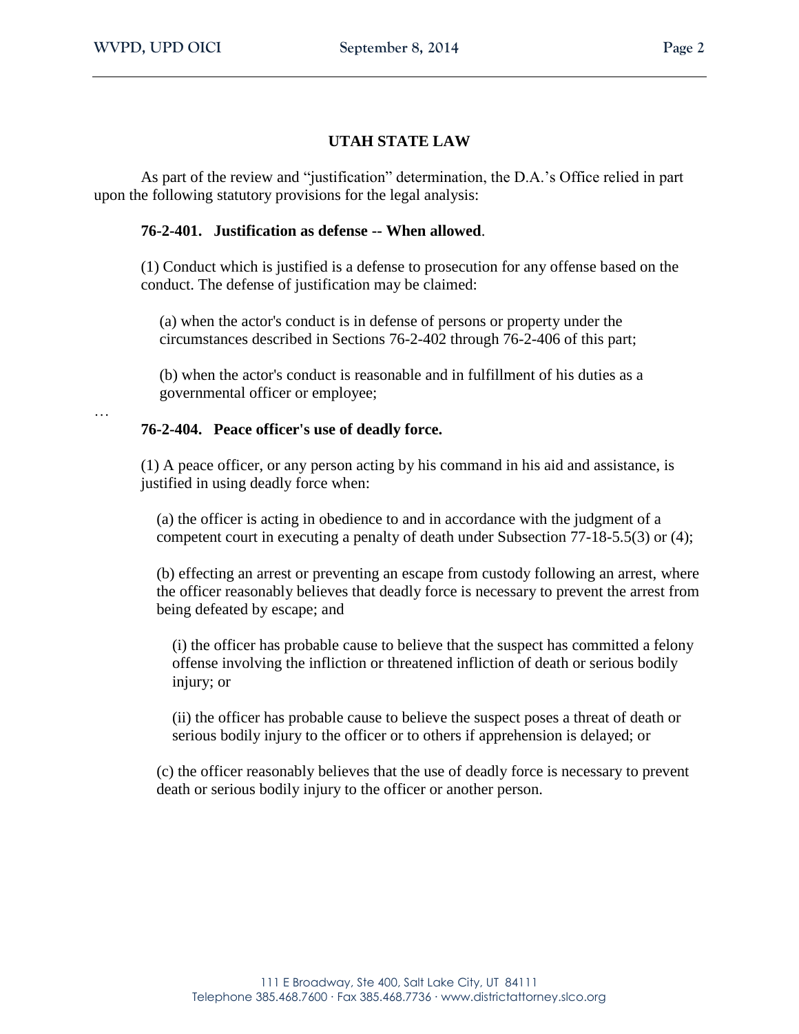## UTAH STATE LAW

As part of the review and "justification" determination, the D.A.'s Office relied in part upon the following statutory provisions for the legal analysis:

**76-2-401. Justification as defense -- When allowed**.

(1) Conduct which is justified is a defense to prosecution for any offense based on the conduct. The defense of justification may be claimed:

(a) when the actor's conduct is in defense of persons or property under the circumstances described in Sections 76-2-402 through 76-2-406 of this part;

(b) when the actor's conduct is reasonable and in fulfillment of his duties as a governmental officer or employee;

…

**76-2-404. Peace officer's use of deadly force.**

(1) A peace officer, or any person acting by his command in his aid and assistance, is justified in using deadly force when:

(a) the officer is acting in obedience to and in accordance with the judgment of a competent court in executing a penalty of death under Subsection 77-18-5.5(3) or (4);

(b) effecting an arrest or preventing an escape from custody following an arrest, where the officer reasonably believes that deadly force is necessary to prevent the arrest from being defeated by escape; and

(i) the officer has probable cause to believe that the suspect has committed a felony offense involving the infliction or threatened infliction of death or serious bodily injury; or

(ii) the officer has probable cause to believe the suspect poses a threat of death or serious bodily injury to the officer or to others if apprehension is delayed; or

(c) the officer reasonably believes that the use of deadly force is necessary to prevent death or serious bodily injury to the officer or another person.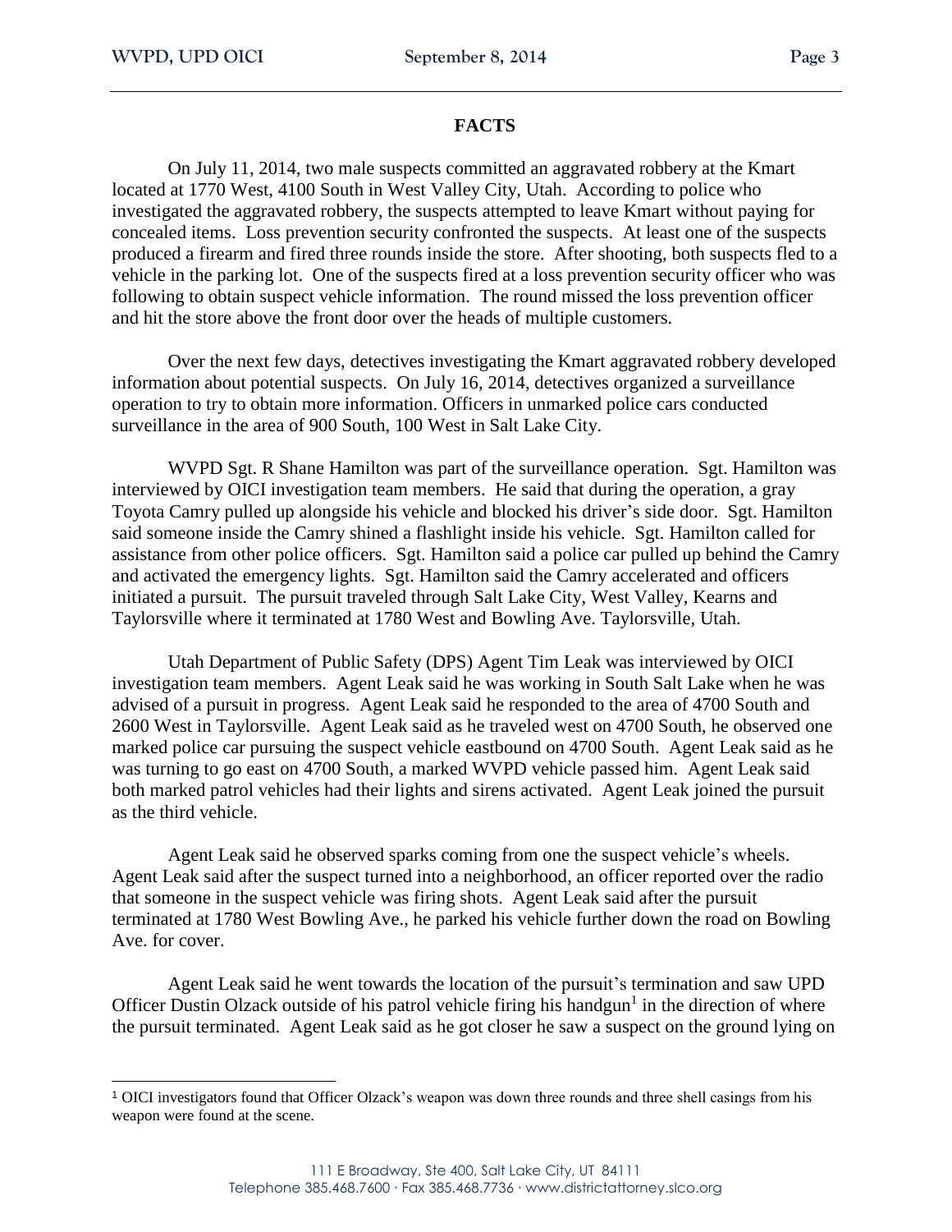## FACTS

On July 11, 2014, two male suspects committed an aggravated robbery at the Kmart located at 1770 West, 4100 South in West Valley City, Utah. According to police who investigated the aggravated robbery, the suspects attempted to leave Kmart without paying for concealed items. Loss prevention security confronted the suspects. At least one of the suspects produced a firearm and fired three rounds inside the store. After shooting, both suspects fled to a vehicle in the parking lot. One of the suspects fired at a loss prevention security officer who was following to obtain suspect vehicle information. The round missed the loss prevention officer and hit the store above the front door over the heads of multiple customers.

Over the next few days, detectives investigating the Kmart aggravated robbery developed information about potential suspects. On July 16, 2014, detectives organized a surveillance operation to try to obtain more information. Officers in unmarked police cars conducted surveillance in the area of 900 South, 100 West in Salt Lake City.

WVPD Sgt. R Shane Hamilton was part of the surveillance operation. Sgt. Hamilton was interviewed by OICI investigation team members. He said that during the operation, a gray Toyota Camry pulled up alongside his vehicle and blocked his driver's side door. Sgt. Hamilton said someone inside the Camry shined a flashlight inside his vehicle. Sgt. Hamilton called for assistance from other police officers. Sgt. Hamilton said a police car pulled up behind the Camry and activated the emergency lights. Sgt. Hamilton said the Camry accelerated and officers initiated a pursuit. The pursuit traveled through Salt Lake City, West Valley, Kearns and Taylorsville where it terminated at 1780 West and Bowling Ave. Taylorsville, Utah.

Utah Department of Public Safety (DPS) Agent Tim Leak was interviewed by OICI investigation team members. Agent Leak said he was working in South Salt Lake when he was advised of a pursuit in progress. Agent Leak said he responded to the area of 4700 South and 2600 West in Taylorsville. Agent Leak said as he traveled west on 4700 South, he observed one marked police car pursuing the suspect vehicle eastbound on 4700 South. Agent Leak said as he was turning to go east on 4700 South, a marked WVPD vehicle passed him. Agent Leak said both marked patrol vehicles had their lights and sirens activated. Agent Leak joined the pursuit as the third vehicle.

Agent Leak said he observed sparks coming from one the suspect vehicle's wheels. Agent Leak said after the suspect turned into a neighborhood, an officer reported over the radio that someone in the suspect vehicle was firing shots. Agent Leak said after the pursuit terminated at 1780 West Bowling Ave., he parked his vehicle further down the road on Bowling Ave. for cover.

Agent Leak said he went towards the location of the pursuit's termination and saw UPD Officer Dustin Olzack outside of his patrol vehicle firing his handgun[1] in the direction of where the pursuit terminated. Agent Leak said as he got closer he saw a suspect on the ground lying on

[1] OICI investigators found that Officer Olzack's weapon was down three rounds and three shell casings from his weapon were found at the scene.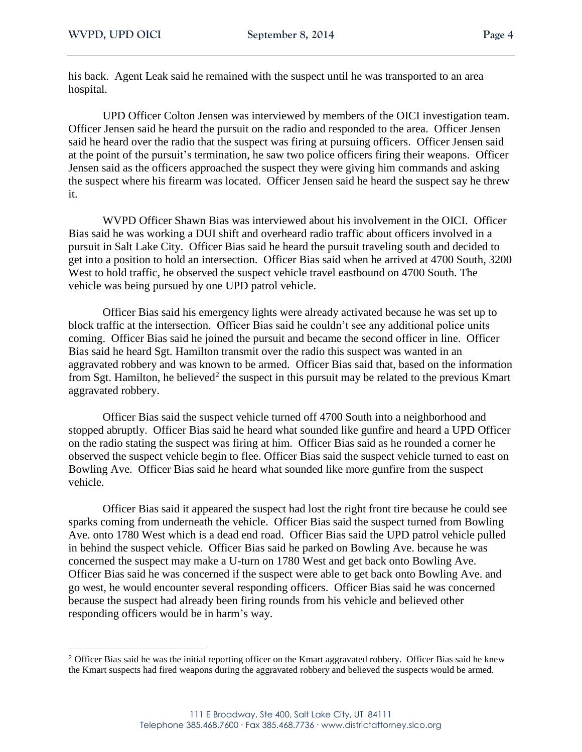his back. Agent Leak said he remained with the suspect until he was transported to an area hospital.

UPD Officer Colton Jensen was interviewed by members of the OICI investigation team. Officer Jensen said he heard the pursuit on the radio and responded to the area. Officer Jensen said he heard over the radio that the suspect was firing at pursuing officers. Officer Jensen said at the point of the pursuit's termination, he saw two police officers firing their weapons. Officer Jensen said as the officers approached the suspect they were giving him commands and asking the suspect where his firearm was located. Officer Jensen said he heard the suspect say he threw it.

WVPD Officer Shawn Bias was interviewed about his involvement in the OICI. Officer Bias said he was working a DUI shift and overheard radio traffic about officers involved in a pursuit in Salt Lake City. Officer Bias said he heard the pursuit traveling south and decided to get into a position to hold an intersection. Officer Bias said when he arrived at 4700 South, 3200 West to hold traffic, he observed the suspect vehicle travel eastbound on 4700 South. The vehicle was being pursued by one UPD patrol vehicle.

Officer Bias said his emergency lights were already activated because he was set up to block traffic at the intersection. Officer Bias said he couldn't see any additional police units coming. Officer Bias said he joined the pursuit and became the second officer in line. Officer Bias said he heard Sgt. Hamilton transmit over the radio this suspect was wanted in an aggravated robbery and was known to be armed. Officer Bias said that, based on the information from Sgt. Hamilton, he believed[2] the suspect in this pursuit may be related to the previous Kmart aggravated robbery.

Officer Bias said the suspect vehicle turned off 4700 South into a neighborhood and stopped abruptly. Officer Bias said he heard what sounded like gunfire and heard a UPD Officer on the radio stating the suspect was firing at him. Officer Bias said as he rounded a corner he observed the suspect vehicle begin to flee. Officer Bias said the suspect vehicle turned to east on Bowling Ave. Officer Bias said he heard what sounded like more gunfire from the suspect vehicle.

Officer Bias said it appeared the suspect had lost the right front tire because he could see sparks coming from underneath the vehicle. Officer Bias said the suspect turned from Bowling Ave. onto 1780 West which is a dead end road. Officer Bias said the UPD patrol vehicle pulled in behind the suspect vehicle. Officer Bias said he parked on Bowling Ave. because he was concerned the suspect may make a U-turn on 1780 West and get back onto Bowling Ave. Officer Bias said he was concerned if the suspect were able to get back onto Bowling Ave. and go west, he would encounter several responding officers. Officer Bias said he was concerned because the suspect had already been firing rounds from his vehicle and believed other responding officers would be in harm's way.

---

[2] Officer Bias said he was the initial reporting officer on the Kmart aggravated robbery. Officer Bias said he knew the Kmart suspects had fired weapons during the aggravated robbery and believed the suspects would be armed.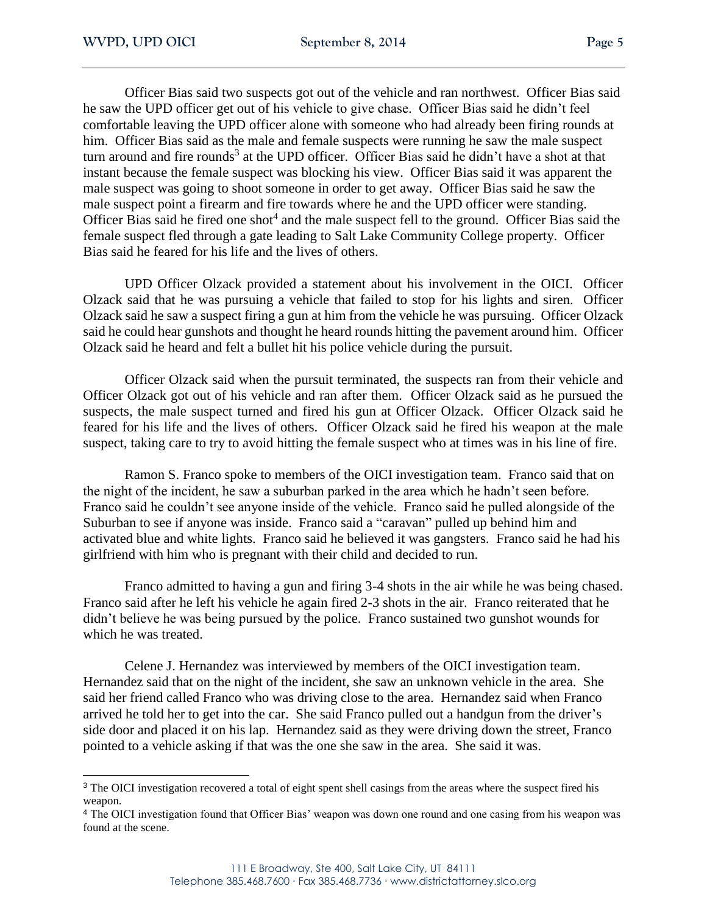Officer Bias said two suspects got out of the vehicle and ran northwest. Officer Bias said he saw the UPD officer get out of his vehicle to give chase. Officer Bias said he didn't feel comfortable leaving the UPD officer alone with someone who had already been firing rounds at him. Officer Bias said as the male and female suspects were running he saw the male suspect turn around and fire rounds[3] at the UPD officer. Officer Bias said he didn't have a shot at that instant because the female suspect was blocking his view. Officer Bias said it was apparent the male suspect was going to shoot someone in order to get away. Officer Bias said he saw the male suspect point a firearm and fire towards where he and the UPD officer were standing. Officer Bias said he fired one shot[4] and the male suspect fell to the ground. Officer Bias said the female suspect fled through a gate leading to Salt Lake Community College property. Officer Bias said he feared for his life and the lives of others.

UPD Officer Olzack provided a statement about his involvement in the OICI. Officer Olzack said that he was pursuing a vehicle that failed to stop for his lights and siren. Officer Olzack said he saw a suspect firing a gun at him from the vehicle he was pursuing. Officer Olzack said he could hear gunshots and thought he heard rounds hitting the pavement around him. Officer Olzack said he heard and felt a bullet hit his police vehicle during the pursuit.

Officer Olzack said when the pursuit terminated, the suspects ran from their vehicle and Officer Olzack got out of his vehicle and ran after them. Officer Olzack said as he pursued the suspects, the male suspect turned and fired his gun at Officer Olzack. Officer Olzack said he feared for his life and the lives of others. Officer Olzack said he fired his weapon at the male suspect, taking care to try to avoid hitting the female suspect who at times was in his line of fire.

Ramon S. Franco spoke to members of the OICI investigation team. Franco said that on the night of the incident, he saw a suburban parked in the area which he hadn't seen before. Franco said he couldn't see anyone inside of the vehicle. Franco said he pulled alongside of the Suburban to see if anyone was inside. Franco said a "caravan" pulled up behind him and activated blue and white lights. Franco said he believed it was gangsters. Franco said he had his girlfriend with him who is pregnant with their child and decided to run.

Franco admitted to having a gun and firing 3-4 shots in the air while he was being chased. Franco said after he left his vehicle he again fired 2-3 shots in the air. Franco reiterated that he didn't believe he was being pursued by the police. Franco sustained two gunshot wounds for which he was treated.

Celene J. Hernandez was interviewed by members of the OICI investigation team. Hernandez said that on the night of the incident, she saw an unknown vehicle in the area. She said her friend called Franco who was driving close to the area. Hernandez said when Franco arrived he told her to get into the car. She said Franco pulled out a handgun from the driver's side door and placed it on his lap. Hernandez said as they were driving down the street, Franco pointed to a vehicle asking if that was the one she saw in the area. She said it was.

---

[3] The OICI investigation recovered a total of eight spent shell casings from the areas where the suspect fired his weapon.

[4] The OICI investigation found that Officer Bias' weapon was down one round and one casing from his weapon was found at the scene.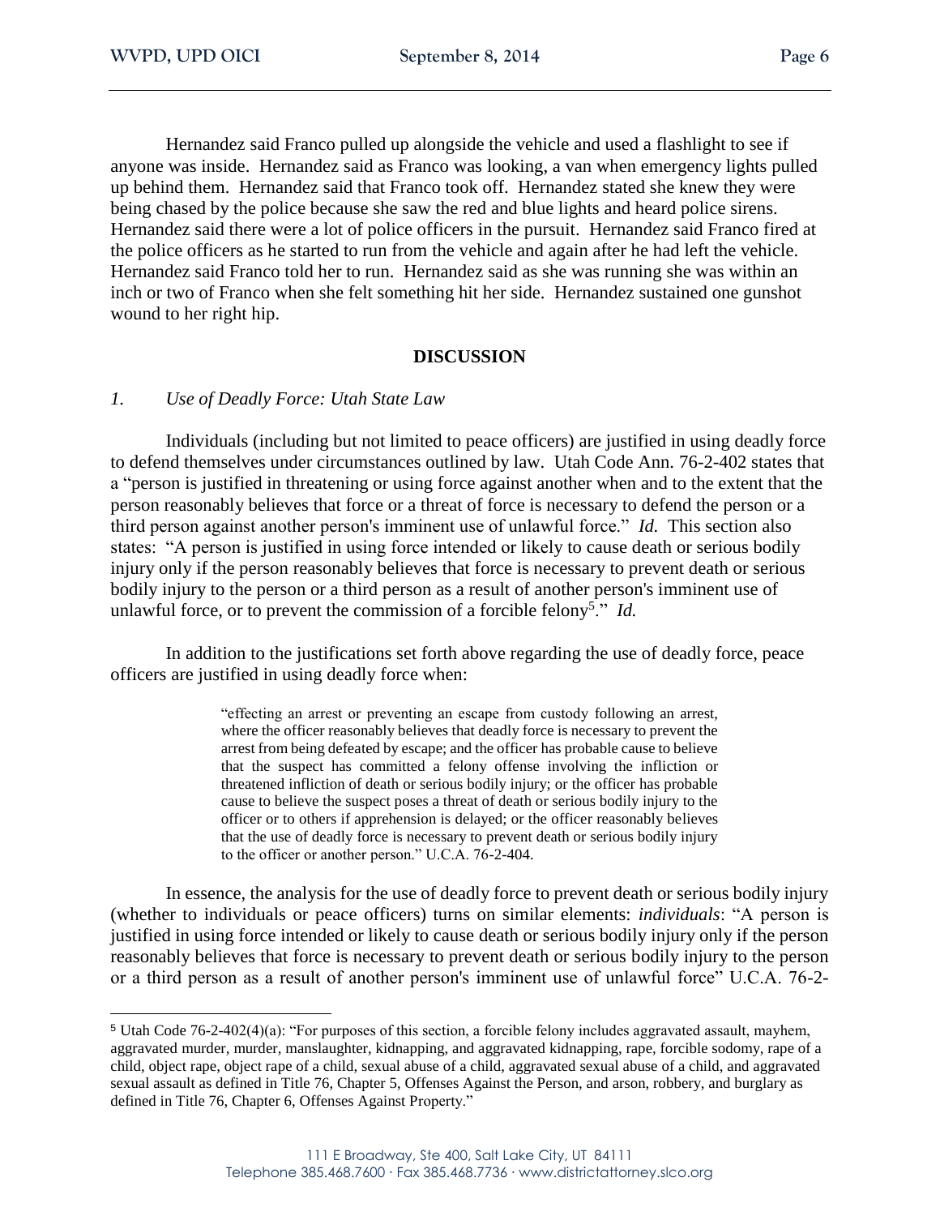Hernandez said Franco pulled up alongside the vehicle and used a flashlight to see if anyone was inside. Hernandez said as Franco was looking, a van when emergency lights pulled up behind them. Hernandez said that Franco took off. Hernandez stated she knew they were being chased by the police because she saw the red and blue lights and heard police sirens. Hernandez said there were a lot of police officers in the pursuit. Hernandez said Franco fired at the police officers as he started to run from the vehicle and again after he had left the vehicle. Hernandez said Franco told her to run. Hernandez said as she was running she was within an inch or two of Franco when she felt something hit her side. Hernandez sustained one gunshot wound to her right hip.

## DISCUSSION

### *1. Use of Deadly Force: Utah State Law*

Individuals (including but not limited to peace officers) are justified in using deadly force to defend themselves under circumstances outlined by law. Utah Code Ann. 76-2-402 states that a "person is justified in threatening or using force against another when and to the extent that the person reasonably believes that force or a threat of force is necessary to defend the person or a third person against another person's imminent use of unlawful force." *Id.* This section also states: "A person is justified in using force intended or likely to cause death or serious bodily injury only if the person reasonably believes that force is necessary to prevent death or serious bodily injury to the person or a third person as a result of another person's imminent use of unlawful force, or to prevent the commission of a forcible felony[5]." *Id.*

In addition to the justifications set forth above regarding the use of deadly force, peace officers are justified in using deadly force when:

> "effecting an arrest or preventing an escape from custody following an arrest, where the officer reasonably believes that deadly force is necessary to prevent the arrest from being defeated by escape; and the officer has probable cause to believe that the suspect has committed a felony offense involving the infliction or threatened infliction of death or serious bodily injury; or the officer has probable cause to believe the suspect poses a threat of death or serious bodily injury to the officer or to others if apprehension is delayed; or the officer reasonably believes that the use of deadly force is necessary to prevent death or serious bodily injury to the officer or another person." U.C.A. 76-2-404.

In essence, the analysis for the use of deadly force to prevent death or serious bodily injury (whether to individuals or peace officers) turns on similar elements: *individuals*: "A person is justified in using force intended or likely to cause death or serious bodily injury only if the person reasonably believes that force is necessary to prevent death or serious bodily injury to the person or a third person as a result of another person's imminent use of unlawful force" U.C.A. 76-2-

[5] Utah Code 76-2-402(4)(a): "For purposes of this section, a forcible felony includes aggravated assault, mayhem, aggravated murder, murder, manslaughter, kidnapping, and aggravated kidnapping, rape, forcible sodomy, rape of a child, object rape, object rape of a child, sexual abuse of a child, aggravated sexual abuse of a child, and aggravated sexual assault as defined in Title 76, Chapter 5, Offenses Against the Person, and arson, robbery, and burglary as defined in Title 76, Chapter 6, Offenses Against Property."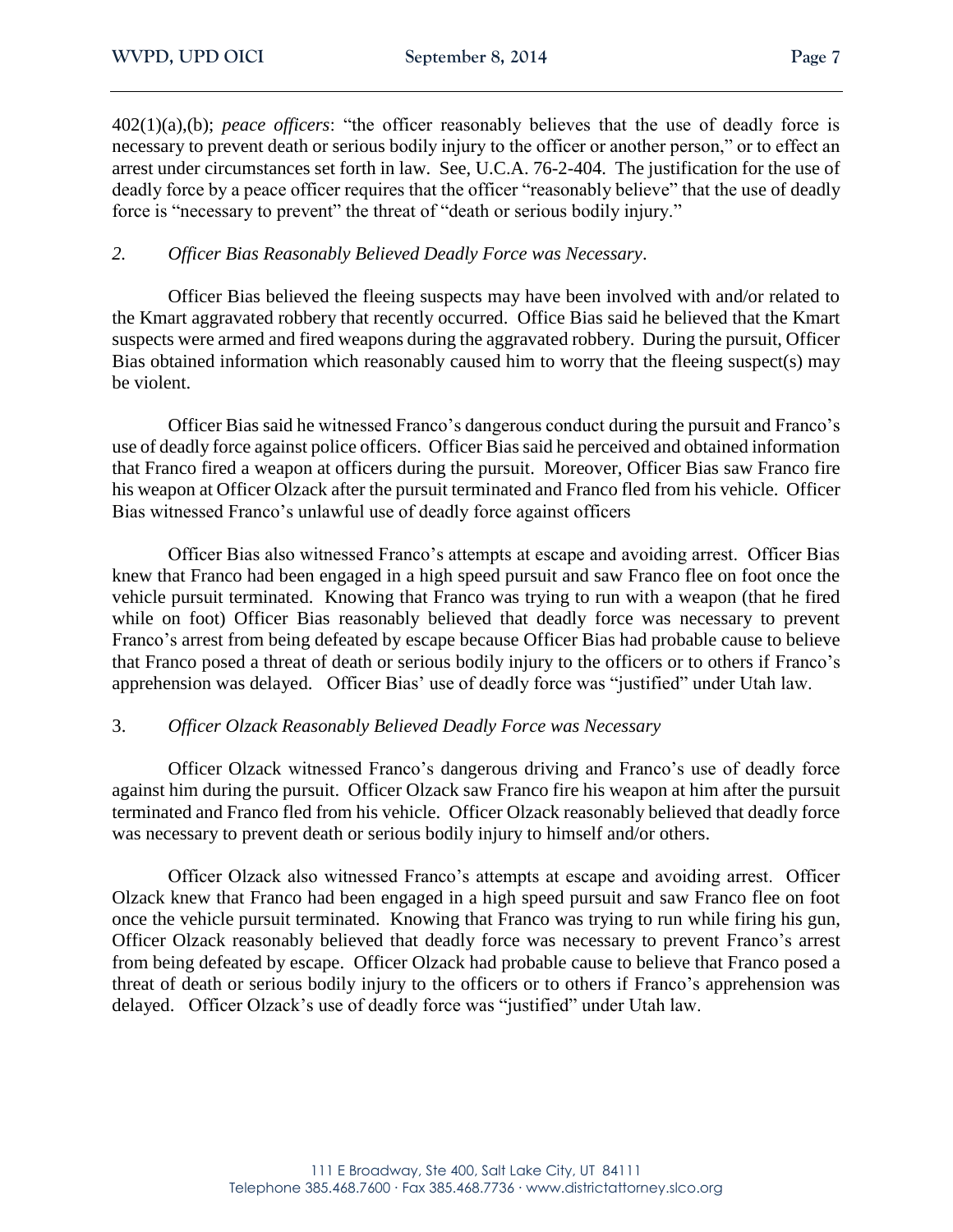402(1)(a),(b); *peace officers*: "the officer reasonably believes that the use of deadly force is necessary to prevent death or serious bodily injury to the officer or another person," or to effect an arrest under circumstances set forth in law. See, U.C.A. 76-2-404. The justification for the use of deadly force by a peace officer requires that the officer "reasonably believe" that the use of deadly force is "necessary to prevent" the threat of "death or serious bodily injury."

### *2. Officer Bias Reasonably Believed Deadly Force was Necessary*.

Officer Bias believed the fleeing suspects may have been involved with and/or related to the Kmart aggravated robbery that recently occurred. Office Bias said he believed that the Kmart suspects were armed and fired weapons during the aggravated robbery. During the pursuit, Officer Bias obtained information which reasonably caused him to worry that the fleeing suspect(s) may be violent.

Officer Bias said he witnessed Franco's dangerous conduct during the pursuit and Franco's use of deadly force against police officers. Officer Bias said he perceived and obtained information that Franco fired a weapon at officers during the pursuit. Moreover, Officer Bias saw Franco fire his weapon at Officer Olzack after the pursuit terminated and Franco fled from his vehicle. Officer Bias witnessed Franco's unlawful use of deadly force against officers

Officer Bias also witnessed Franco's attempts at escape and avoiding arrest. Officer Bias knew that Franco had been engaged in a high speed pursuit and saw Franco flee on foot once the vehicle pursuit terminated. Knowing that Franco was trying to run with a weapon (that he fired while on foot) Officer Bias reasonably believed that deadly force was necessary to prevent Franco's arrest from being defeated by escape because Officer Bias had probable cause to believe that Franco posed a threat of death or serious bodily injury to the officers or to others if Franco's apprehension was delayed. Officer Bias' use of deadly force was "justified" under Utah law.

### 3. *Officer Olzack Reasonably Believed Deadly Force was Necessary*

Officer Olzack witnessed Franco's dangerous driving and Franco's use of deadly force against him during the pursuit. Officer Olzack saw Franco fire his weapon at him after the pursuit terminated and Franco fled from his vehicle. Officer Olzack reasonably believed that deadly force was necessary to prevent death or serious bodily injury to himself and/or others.

Officer Olzack also witnessed Franco's attempts at escape and avoiding arrest. Officer Olzack knew that Franco had been engaged in a high speed pursuit and saw Franco flee on foot once the vehicle pursuit terminated. Knowing that Franco was trying to run while firing his gun, Officer Olzack reasonably believed that deadly force was necessary to prevent Franco's arrest from being defeated by escape. Officer Olzack had probable cause to believe that Franco posed a threat of death or serious bodily injury to the officers or to others if Franco's apprehension was delayed. Officer Olzack's use of deadly force was "justified" under Utah law.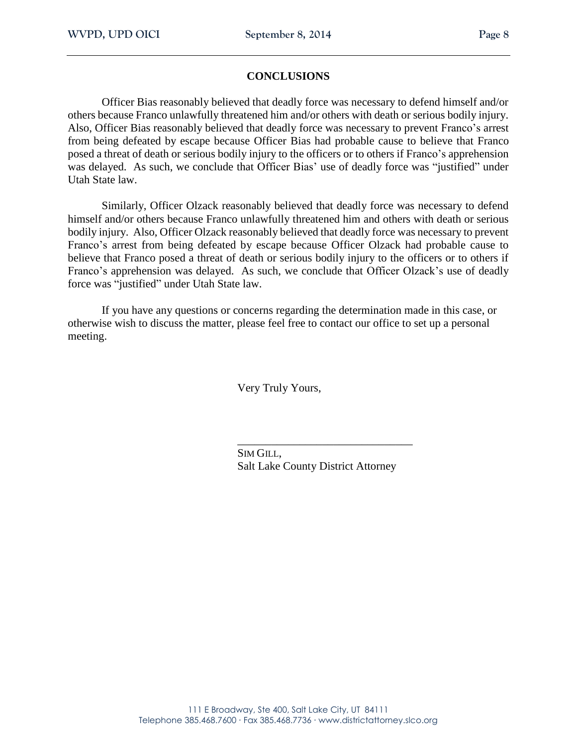## CONCLUSIONS

Officer Bias reasonably believed that deadly force was necessary to defend himself and/or others because Franco unlawfully threatened him and/or others with death or serious bodily injury. Also, Officer Bias reasonably believed that deadly force was necessary to prevent Franco's arrest from being defeated by escape because Officer Bias had probable cause to believe that Franco posed a threat of death or serious bodily injury to the officers or to others if Franco's apprehension was delayed. As such, we conclude that Officer Bias' use of deadly force was "justified" under Utah State law.

Similarly, Officer Olzack reasonably believed that deadly force was necessary to defend himself and/or others because Franco unlawfully threatened him and others with death or serious bodily injury. Also, Officer Olzack reasonably believed that deadly force was necessary to prevent Franco's arrest from being defeated by escape because Officer Olzack had probable cause to believe that Franco posed a threat of death or serious bodily injury to the officers or to others if Franco's apprehension was delayed. As such, we conclude that Officer Olzack's use of deadly force was "justified" under Utah State law.

If you have any questions or concerns regarding the determination made in this case, or otherwise wish to discuss the matter, please feel free to contact our office to set up a personal meeting.

Very Truly Yours,

_______________________________

SIM GILL,
Salt Lake County District Attorney